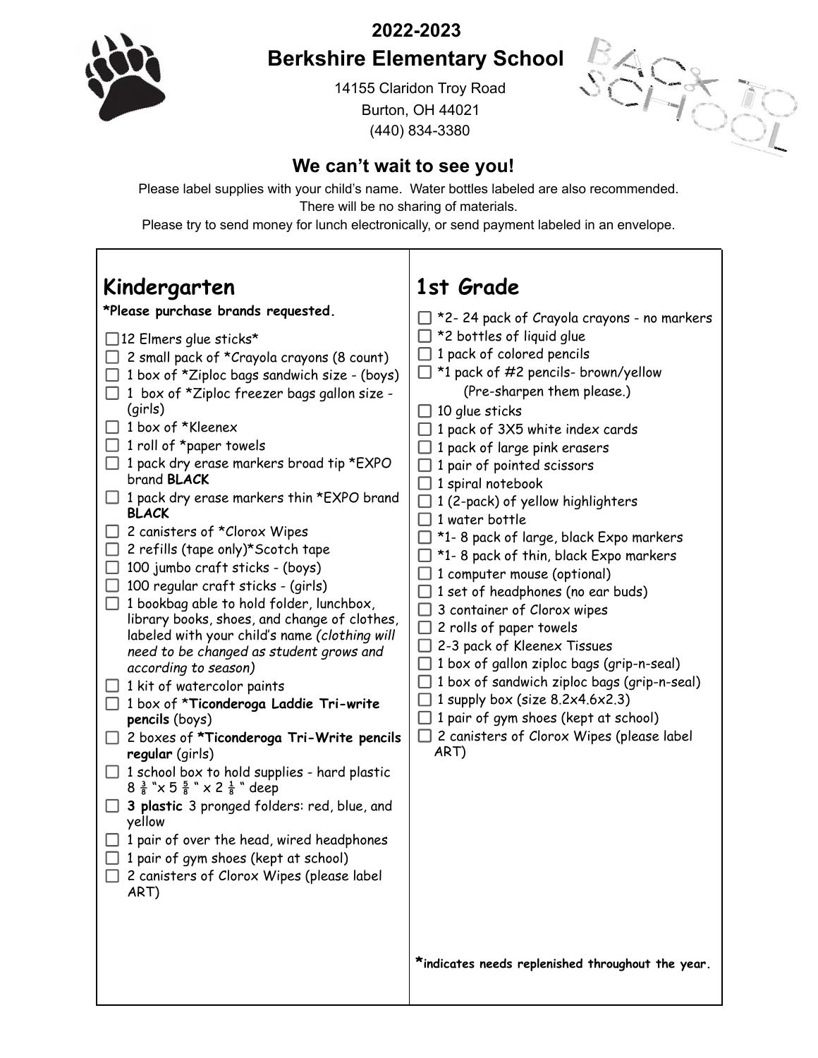# 2022-2023

# Berkshire Elementary School

14155 Claridon Troy Road
Burton, OH 44021
(440) 834-3380

## We can't wait to see you!

Please label supplies with your child's name. Water bottles labeled are also recommended.
There will be no sharing of materials.
Please try to send money for lunch electronically, or send payment labeled in an envelope.

## Kindergarten

***Please purchase brands requested.**

- [ ] 12 Elmers glue sticks*
- [ ] 2 small pack of *Crayola crayons (8 count)
- [ ] 1 box of *Ziploc bags sandwich size - (boys)
- [ ] 1 box of *Ziploc freezer bags gallon size - (girls)
- [ ] 1 box of *Kleenex
- [ ] 1 roll of *paper towels
- [ ] 1 pack dry erase markers broad tip *EXPO brand **BLACK**
- [ ] 1 pack dry erase markers thin *EXPO brand **BLACK**
- [ ] 2 canisters of *Clorox Wipes
- [ ] 2 refills (tape only)*Scotch tape
- [ ] 100 jumbo craft sticks - (boys)
- [ ] 100 regular craft sticks - (girls)
- [ ] 1 bookbag able to hold folder, lunchbox, library books, shoes, and change of clothes, labeled with your child's name *(clothing will need to be changed as student grows and according to season)*
- [ ] 1 kit of watercolor paints
- [ ] 1 box of ***Ticonderoga Laddie Tri-write pencils** (boys)
- [ ] 2 boxes of ***Ticonderoga Tri-Write pencils regular** (girls)
- [ ] 1 school box to hold supplies - hard plastic 8 3/8 "x 5 5/8 " x 2 1/8 " deep
- [ ] **3 plastic** 3 pronged folders: red, blue, and yellow
- [ ] 1 pair of over the head, wired headphones
- [ ] 1 pair of gym shoes (kept at school)
- [ ] 2 canisters of Clorox Wipes (please label ART)

## 1st Grade

- [ ] *2- 24 pack of Crayola crayons - no markers
- [ ] *2 bottles of liquid glue
- [ ] 1 pack of colored pencils
- [ ] *1 pack of #2 pencils- brown/yellow (Pre-sharpen them please.)
- [ ] 10 glue sticks
- [ ] 1 pack of 3X5 white index cards
- [ ] 1 pack of large pink erasers
- [ ] 1 pair of pointed scissors
- [ ] 1 spiral notebook
- [ ] 1 (2-pack) of yellow highlighters
- [ ] 1 water bottle
- [ ] *1- 8 pack of large, black Expo markers
- [ ] *1- 8 pack of thin, black Expo markers
- [ ] 1 computer mouse (optional)
- [ ] 1 set of headphones (no ear buds)
- [ ] 3 container of Clorox wipes
- [ ] 2 rolls of paper towels
- [ ] 2-3 pack of Kleenex Tissues
- [ ] 1 box of gallon ziploc bags (grip-n-seal)
- [ ] 1 box of sandwich ziploc bags (grip-n-seal)
- [ ] 1 supply box (size 8.2x4.6x2.3)
- [ ] 1 pair of gym shoes (kept at school)
- [ ] 2 canisters of Clorox Wipes (please label ART)

***indicates needs replenished throughout the year.**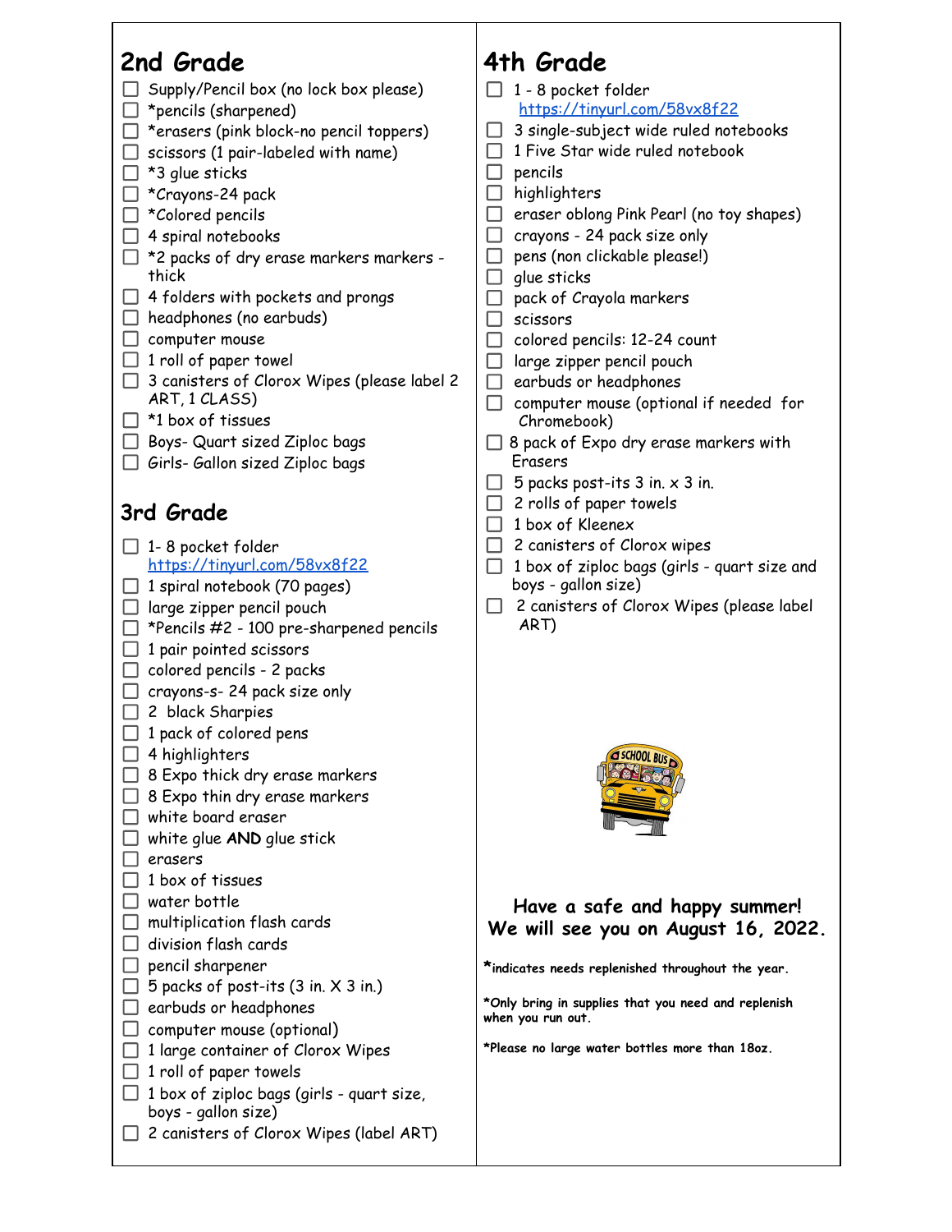## 2nd Grade

- ☐ Supply/Pencil box (no lock box please)
- ☐ *pencils (sharpened)
- ☐ *erasers (pink block-no pencil toppers)
- ☐ scissors (1 pair-labeled with name)
- ☐ *3 glue sticks
- ☐ *Crayons-24 pack
- ☐ *Colored pencils
- ☐ 4 spiral notebooks
- ☐ *2 packs of dry erase markers markers - thick
- ☐ 4 folders with pockets and prongs
- ☐ headphones (no earbuds)
- ☐ computer mouse
- ☐ 1 roll of paper towel
- ☐ 3 canisters of Clorox Wipes (please label 2 ART, 1 CLASS)
- ☐ *1 box of tissues
- ☐ Boys- Quart sized Ziploc bags
- ☐ Girls- Gallon sized Ziploc bags

## 3rd Grade

- ☐ 1- 8 pocket folder https://tinyurl.com/58vx8f22
- ☐ 1 spiral notebook (70 pages)
- ☐ large zipper pencil pouch
- ☐ *Pencils #2 - 100 pre-sharpened pencils
- ☐ 1 pair pointed scissors
- ☐ colored pencils - 2 packs
- ☐ crayons-s- 24 pack size only
- ☐ 2 black Sharpies
- ☐ 1 pack of colored pens
- ☐ 4 highlighters
- ☐ 8 Expo thick dry erase markers
- ☐ 8 Expo thin dry erase markers
- ☐ white board eraser
- ☐ white glue **AND** glue stick
- ☐ erasers
- ☐ 1 box of tissues
- ☐ water bottle
- ☐ multiplication flash cards
- ☐ division flash cards
- ☐ pencil sharpener
- ☐ 5 packs of post-its (3 in. X 3 in.)
- ☐ earbuds or headphones
- ☐ computer mouse (optional)
- ☐ 1 large container of Clorox Wipes
- ☐ 1 roll of paper towels
- ☐ 1 box of ziploc bags (girls - quart size, boys - gallon size)
- ☐ 2 canisters of Clorox Wipes (label ART)

## 4th Grade

- ☐ 1 - 8 pocket folder https://tinyurl.com/58vx8f22
- ☐ 3 single-subject wide ruled notebooks
- ☐ 1 Five Star wide ruled notebook
- ☐ pencils
- ☐ highlighters
- ☐ eraser oblong Pink Pearl (no toy shapes)
- ☐ crayons - 24 pack size only
- ☐ pens (non clickable please!)
- ☐ glue sticks
- ☐ pack of Crayola markers
- ☐ scissors
- ☐ colored pencils: 12-24 count
- ☐ large zipper pencil pouch
- ☐ earbuds or headphones
- ☐ computer mouse (optional if needed for Chromebook)
- ☐ 8 pack of Expo dry erase markers with Erasers
- ☐ 5 packs post-its 3 in. x 3 in.
- ☐ 2 rolls of paper towels
- ☐ 1 box of Kleenex
- ☐ 2 canisters of Clorox wipes
- ☐ 1 box of ziploc bags (girls - quart size and boys - gallon size)
- ☐ 2 canisters of Clorox Wipes (please label ART)

**Have a safe and happy summer!**
**We will see you on August 16, 2022.**

***indicates needs replenished throughout the year.**

***Only bring in supplies that you need and replenish when you run out.**

***Please no large water bottles more than 18oz.**